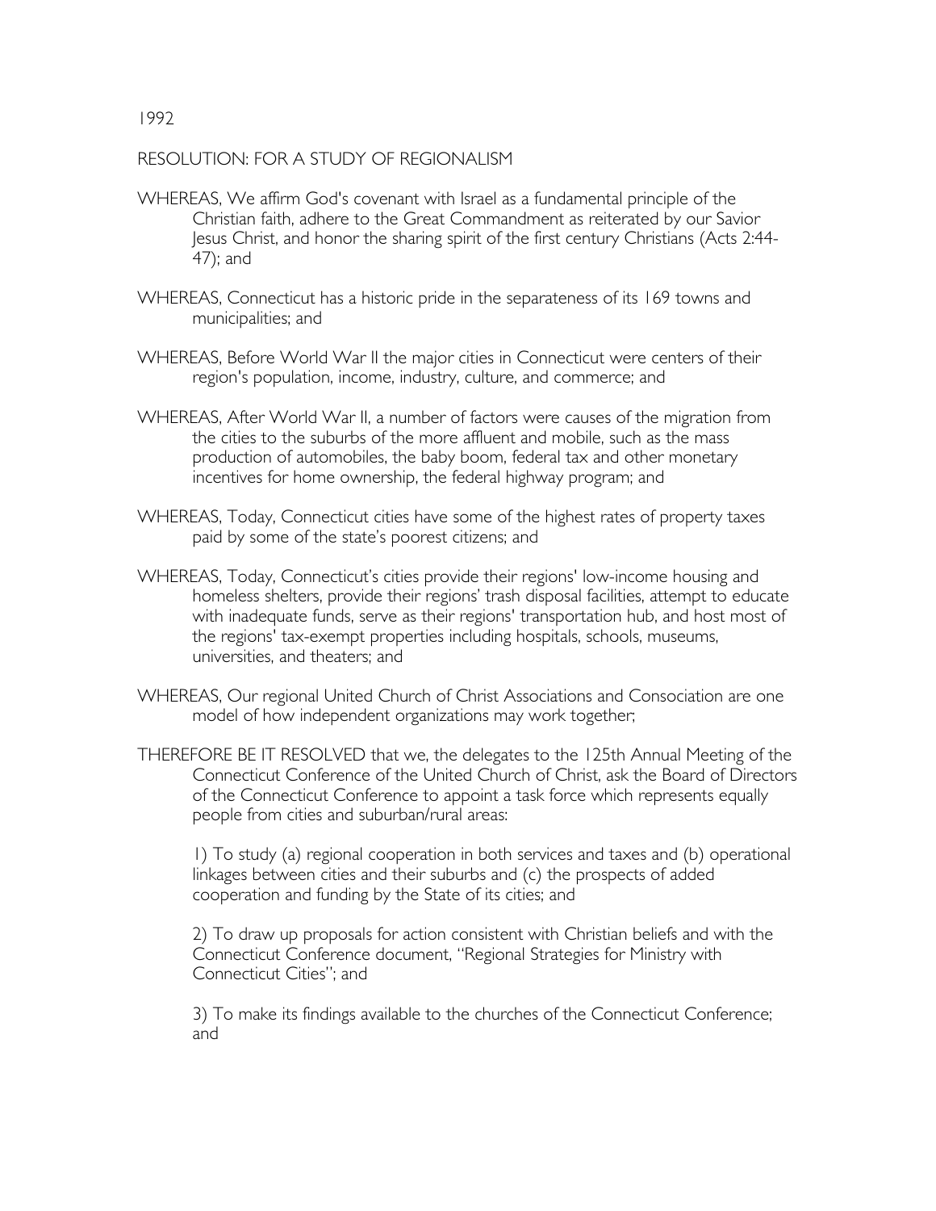1992

RESOLUTION: FOR A STUDY OF REGIONALISM

WHEREAS, We affirm God's covenant with Israel as a fundamental principle of the Christian faith, adhere to the Great Commandment as reiterated by our Savior Jesus Christ, and honor the sharing spirit of the first century Christians (Acts 2:44-47); and

WHEREAS, Connecticut has a historic pride in the separateness of its 169 towns and municipalities; and

WHEREAS, Before World War II the major cities in Connecticut were centers of their region's population, income, industry, culture, and commerce; and

WHEREAS, After World War II, a number of factors were causes of the migration from the cities to the suburbs of the more affluent and mobile, such as the mass production of automobiles, the baby boom, federal tax and other monetary incentives for home ownership, the federal highway program; and

WHEREAS, Today, Connecticut cities have some of the highest rates of property taxes paid by some of the state's poorest citizens; and

WHEREAS, Today, Connecticut's cities provide their regions' low-income housing and homeless shelters, provide their regions' trash disposal facilities, attempt to educate with inadequate funds, serve as their regions' transportation hub, and host most of the regions' tax-exempt properties including hospitals, schools, museums, universities, and theaters; and

WHEREAS, Our regional United Church of Christ Associations and Consociation are one model of how independent organizations may work together;

THEREFORE BE IT RESOLVED that we, the delegates to the 125th Annual Meeting of the Connecticut Conference of the United Church of Christ, ask the Board of Directors of the Connecticut Conference to appoint a task force which represents equally people from cities and suburban/rural areas:

1) To study (a) regional cooperation in both services and taxes and (b) operational linkages between cities and their suburbs and (c) the prospects of added cooperation and funding by the State of its cities; and

2) To draw up proposals for action consistent with Christian beliefs and with the Connecticut Conference document, "Regional Strategies for Ministry with Connecticut Cities"; and

3) To make its findings available to the churches of the Connecticut Conference; and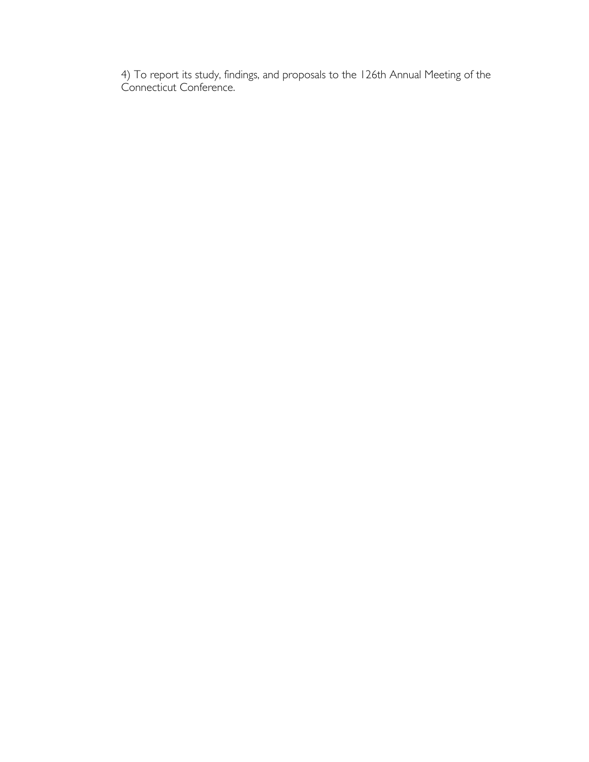4) To report its study, findings, and proposals to the 126th Annual Meeting of the Connecticut Conference.